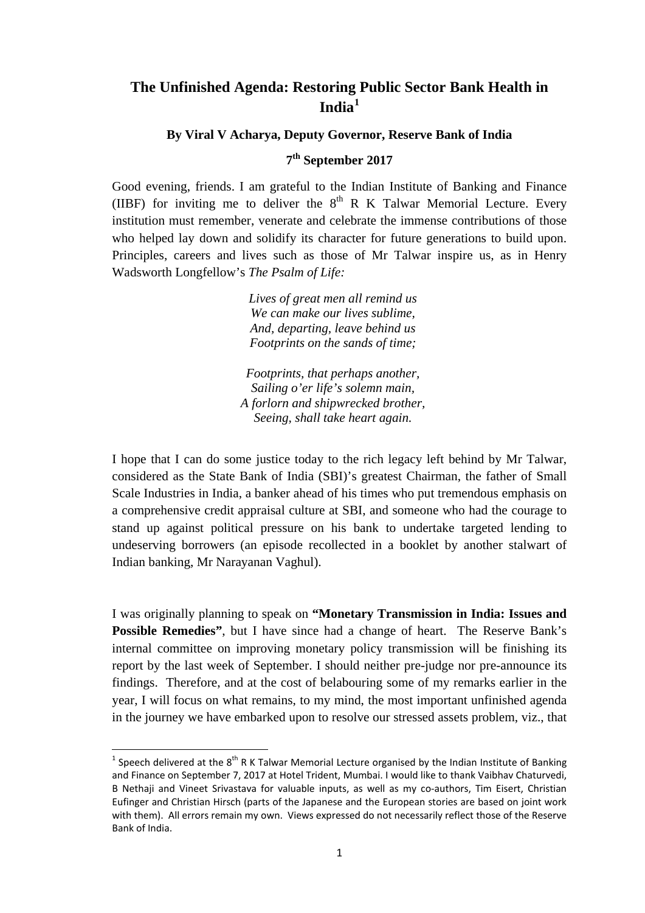# The Unfinished Agenda: Restoring Public Sector Bank Health in India[1]

**By Viral V Acharya, Deputy Governor, Reserve Bank of India**

**7th September 2017**

Good evening, friends. I am grateful to the Indian Institute of Banking and Finance (IIBF) for inviting me to deliver the 8th R K Talwar Memorial Lecture. Every institution must remember, venerate and celebrate the immense contributions of those who helped lay down and solidify its character for future generations to build upon. Principles, careers and lives such as those of Mr Talwar inspire us, as in Henry Wadsworth Longfellow's *The Psalm of Life:*

> *Lives of great men all remind us*
> *We can make our lives sublime,*
> *And, departing, leave behind us*
> *Footprints on the sands of time;*
>
> *Footprints, that perhaps another,*
> *Sailing o'er life's solemn main,*
> *A forlorn and shipwrecked brother,*
> *Seeing, shall take heart again.*

I hope that I can do some justice today to the rich legacy left behind by Mr Talwar, considered as the State Bank of India (SBI)'s greatest Chairman, the father of Small Scale Industries in India, a banker ahead of his times who put tremendous emphasis on a comprehensive credit appraisal culture at SBI, and someone who had the courage to stand up against political pressure on his bank to undertake targeted lending to undeserving borrowers (an episode recollected in a booklet by another stalwart of Indian banking, Mr Narayanan Vaghul).

I was originally planning to speak on **"Monetary Transmission in India: Issues and Possible Remedies"**, but I have since had a change of heart. The Reserve Bank's internal committee on improving monetary policy transmission will be finishing its report by the last week of September. I should neither pre-judge nor pre-announce its findings. Therefore, and at the cost of belabouring some of my remarks earlier in the year, I will focus on what remains, to my mind, the most important unfinished agenda in the journey we have embarked upon to resolve our stressed assets problem, viz., that

---

[1] Speech delivered at the 8th R K Talwar Memorial Lecture organised by the Indian Institute of Banking and Finance on September 7, 2017 at Hotel Trident, Mumbai. I would like to thank Vaibhav Chaturvedi, B Nethaji and Vineet Srivastava for valuable inputs, as well as my co-authors, Tim Eisert, Christian Eufinger and Christian Hirsch (parts of the Japanese and the European stories are based on joint work with them). All errors remain my own. Views expressed do not necessarily reflect those of the Reserve Bank of India.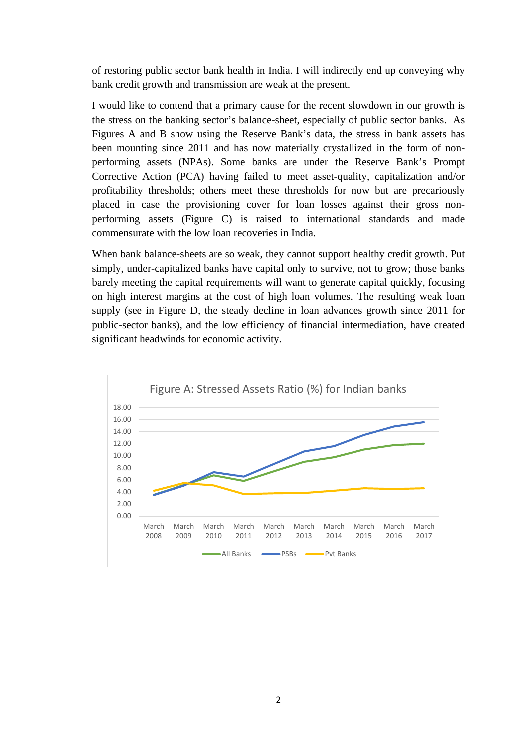of restoring public sector bank health in India. I will indirectly end up conveying why bank credit growth and transmission are weak at the present.

I would like to contend that a primary cause for the recent slowdown in our growth is the stress on the banking sector's balance-sheet, especially of public sector banks. As Figures A and B show using the Reserve Bank's data, the stress in bank assets has been mounting since 2011 and has now materially crystallized in the form of non-performing assets (NPAs). Some banks are under the Reserve Bank's Prompt Corrective Action (PCA) having failed to meet asset-quality, capitalization and/or profitability thresholds; others meet these thresholds for now but are precariously placed in case the provisioning cover for loan losses against their gross non-performing assets (Figure C) is raised to international standards and made commensurate with the low loan recoveries in India.

When bank balance-sheets are so weak, they cannot support healthy credit growth. Put simply, under-capitalized banks have capital only to survive, not to grow; those banks barely meeting the capital requirements will want to generate capital quickly, focusing on high interest margins at the cost of high loan volumes. The resulting weak loan supply (see in Figure D, the steady decline in loan advances growth since 2011 for public-sector banks), and the low efficiency of financial intermediation, have created significant headwinds for economic activity.

Figure A: Stressed Assets Ratio (%) for Indian banks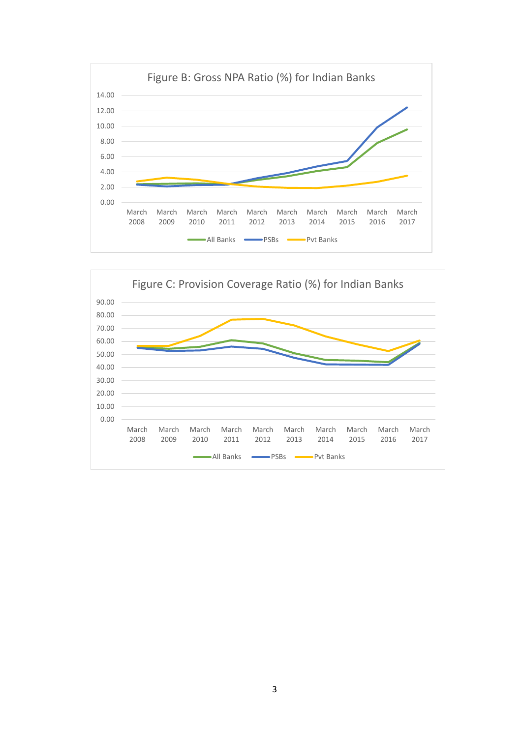Figure B: Gross NPA Ratio (%) for Indian Banks

Figure C: Provision Coverage Ratio (%) for Indian Banks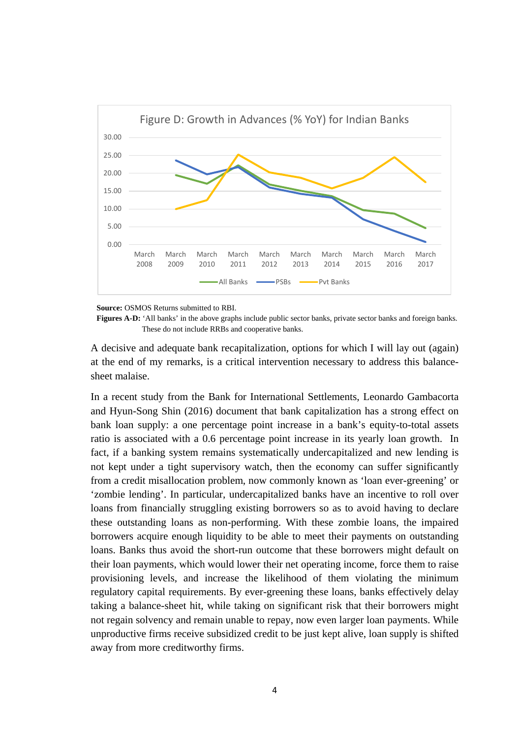Figure D: Growth in Advances (% YoY) for Indian Banks

**Source:** OSMOS Returns submitted to RBI.

**Figures A-D:** 'All banks' in the above graphs include public sector banks, private sector banks and foreign banks. These do not include RRBs and cooperative banks.

A decisive and adequate bank recapitalization, options for which I will lay out (again) at the end of my remarks, is a critical intervention necessary to address this balance-sheet malaise.

In a recent study from the Bank for International Settlements, Leonardo Gambacorta and Hyun-Song Shin (2016) document that bank capitalization has a strong effect on bank loan supply: a one percentage point increase in a bank's equity-to-total assets ratio is associated with a 0.6 percentage point increase in its yearly loan growth. In fact, if a banking system remains systematically undercapitalized and new lending is not kept under a tight supervisory watch, then the economy can suffer significantly from a credit misallocation problem, now commonly known as 'loan ever-greening' or 'zombie lending'. In particular, undercapitalized banks have an incentive to roll over loans from financially struggling existing borrowers so as to avoid having to declare these outstanding loans as non-performing. With these zombie loans, the impaired borrowers acquire enough liquidity to be able to meet their payments on outstanding loans. Banks thus avoid the short-run outcome that these borrowers might default on their loan payments, which would lower their net operating income, force them to raise provisioning levels, and increase the likelihood of them violating the minimum regulatory capital requirements. By ever-greening these loans, banks effectively delay taking a balance-sheet hit, while taking on significant risk that their borrowers might not regain solvency and remain unable to repay, now even larger loan payments. While unproductive firms receive subsidized credit to be just kept alive, loan supply is shifted away from more creditworthy firms.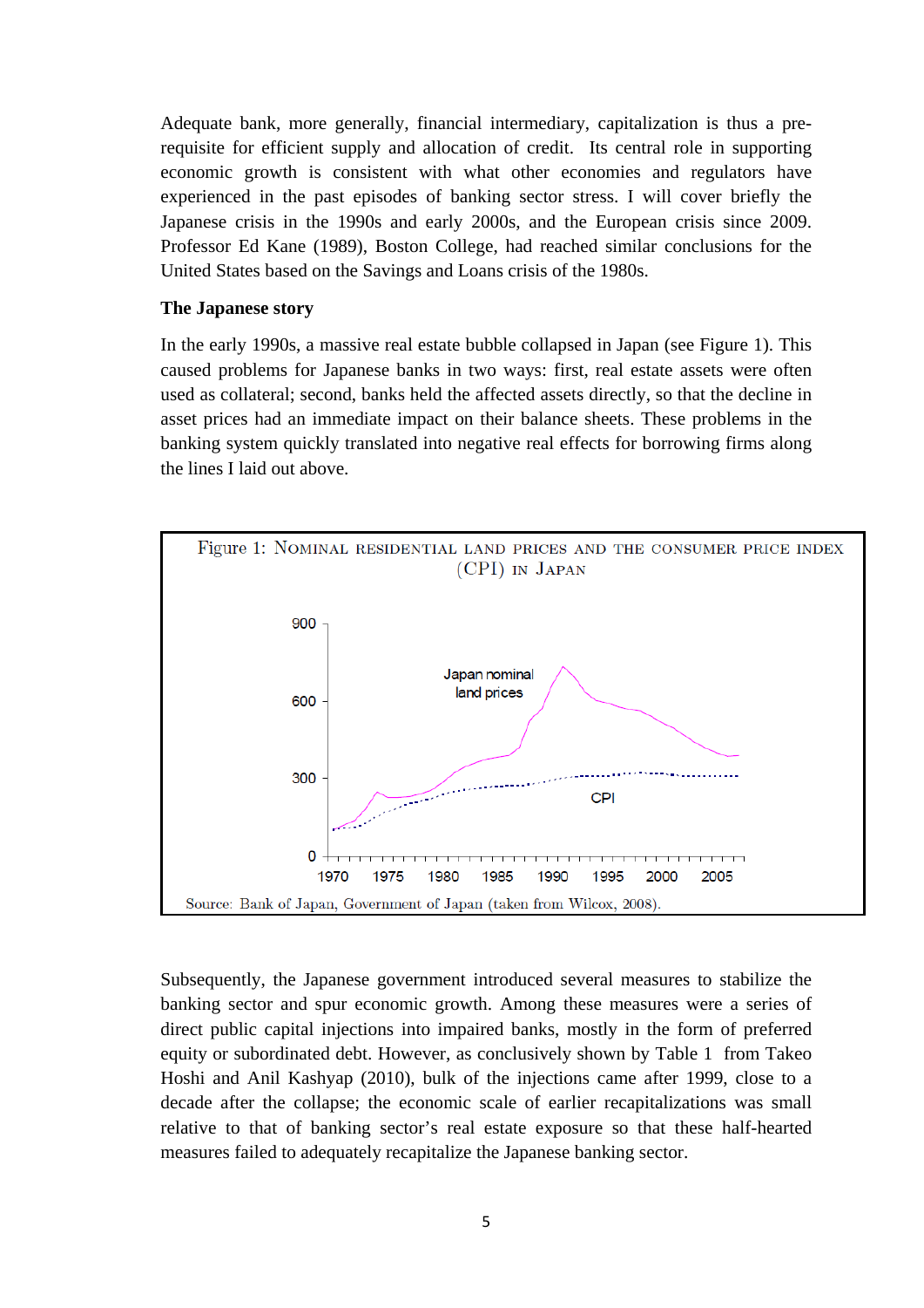Adequate bank, more generally, financial intermediary, capitalization is thus a pre-requisite for efficient supply and allocation of credit. Its central role in supporting economic growth is consistent with what other economies and regulators have experienced in the past episodes of banking sector stress. I will cover briefly the Japanese crisis in the 1990s and early 2000s, and the European crisis since 2009. Professor Ed Kane (1989), Boston College, had reached similar conclusions for the United States based on the Savings and Loans crisis of the 1980s.

**The Japanese story**

In the early 1990s, a massive real estate bubble collapsed in Japan (see Figure 1). This caused problems for Japanese banks in two ways: first, real estate assets were often used as collateral; second, banks held the affected assets directly, so that the decline in asset prices had an immediate impact on their balance sheets. These problems in the banking system quickly translated into negative real effects for borrowing firms along the lines I laid out above.

Figure 1: NOMINAL RESIDENTIAL LAND PRICES AND THE CONSUMER PRICE INDEX (CPI) IN JAPAN

Source: Bank of Japan, Government of Japan (taken from Wilcox, 2008).

Subsequently, the Japanese government introduced several measures to stabilize the banking sector and spur economic growth. Among these measures were a series of direct public capital injections into impaired banks, mostly in the form of preferred equity or subordinated debt. However, as conclusively shown by Table 1 from Takeo Hoshi and Anil Kashyap (2010), bulk of the injections came after 1999, close to a decade after the collapse; the economic scale of earlier recapitalizations was small relative to that of banking sector's real estate exposure so that these half-hearted measures failed to adequately recapitalize the Japanese banking sector.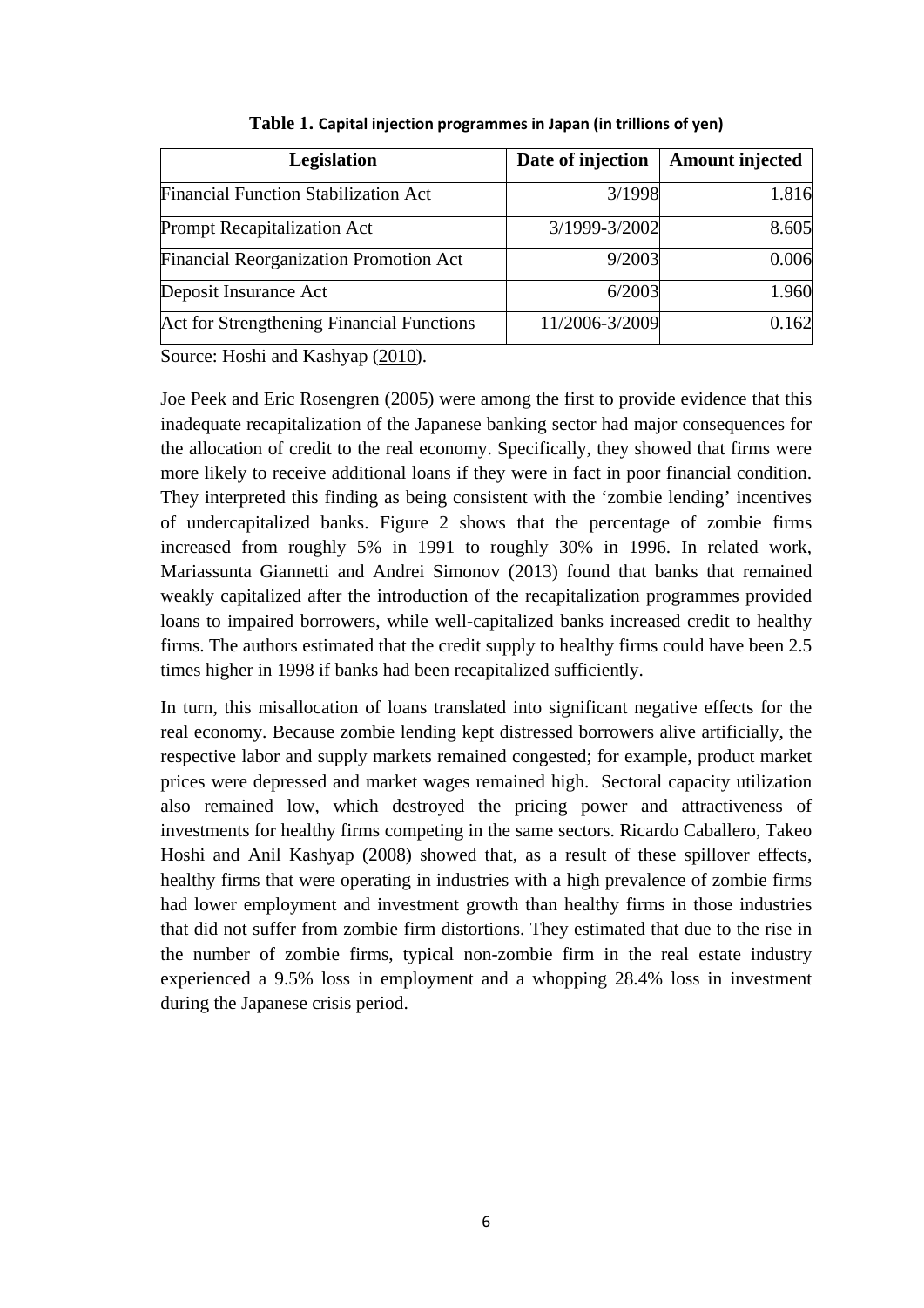**Table 1. Capital injection programmes in Japan (in trillions of yen)**

| Legislation | Date of injection | Amount injected |
| --- | --- | --- |
| Financial Function Stabilization Act | 3/1998 | 1.816 |
| Prompt Recapitalization Act | 3/1999-3/2002 | 8.605 |
| Financial Reorganization Promotion Act | 9/2003 | 0.006 |
| Deposit Insurance Act | 6/2003 | 1.960 |
| Act for Strengthening Financial Functions | 11/2006-3/2009 | 0.162 |

Source: Hoshi and Kashyap (2010).

Joe Peek and Eric Rosengren (2005) were among the first to provide evidence that this inadequate recapitalization of the Japanese banking sector had major consequences for the allocation of credit to the real economy. Specifically, they showed that firms were more likely to receive additional loans if they were in fact in poor financial condition. They interpreted this finding as being consistent with the 'zombie lending' incentives of undercapitalized banks. Figure 2 shows that the percentage of zombie firms increased from roughly 5% in 1991 to roughly 30% in 1996. In related work, Mariassunta Giannetti and Andrei Simonov (2013) found that banks that remained weakly capitalized after the introduction of the recapitalization programmes provided loans to impaired borrowers, while well-capitalized banks increased credit to healthy firms. The authors estimated that the credit supply to healthy firms could have been 2.5 times higher in 1998 if banks had been recapitalized sufficiently.

In turn, this misallocation of loans translated into significant negative effects for the real economy. Because zombie lending kept distressed borrowers alive artificially, the respective labor and supply markets remained congested; for example, product market prices were depressed and market wages remained high. Sectoral capacity utilization also remained low, which destroyed the pricing power and attractiveness of investments for healthy firms competing in the same sectors. Ricardo Caballero, Takeo Hoshi and Anil Kashyap (2008) showed that, as a result of these spillover effects, healthy firms that were operating in industries with a high prevalence of zombie firms had lower employment and investment growth than healthy firms in those industries that did not suffer from zombie firm distortions. They estimated that due to the rise in the number of zombie firms, typical non-zombie firm in the real estate industry experienced a 9.5% loss in employment and a whopping 28.4% loss in investment during the Japanese crisis period.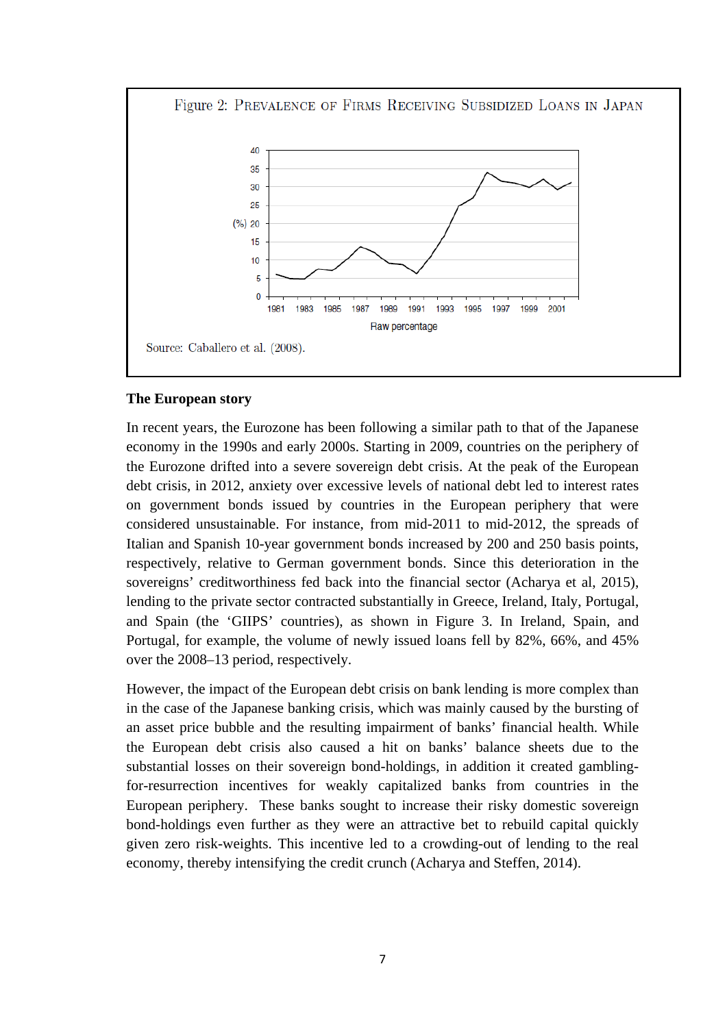Figure 2: Prevalence of Firms Receiving Subsidized Loans in Japan

Source: Caballero et al. (2008).

**The European story**

In recent years, the Eurozone has been following a similar path to that of the Japanese economy in the 1990s and early 2000s. Starting in 2009, countries on the periphery of the Eurozone drifted into a severe sovereign debt crisis. At the peak of the European debt crisis, in 2012, anxiety over excessive levels of national debt led to interest rates on government bonds issued by countries in the European periphery that were considered unsustainable. For instance, from mid-2011 to mid-2012, the spreads of Italian and Spanish 10-year government bonds increased by 200 and 250 basis points, respectively, relative to German government bonds. Since this deterioration in the sovereigns' creditworthiness fed back into the financial sector (Acharya et al, 2015), lending to the private sector contracted substantially in Greece, Ireland, Italy, Portugal, and Spain (the 'GIIPS' countries), as shown in Figure 3. In Ireland, Spain, and Portugal, for example, the volume of newly issued loans fell by 82%, 66%, and 45% over the 2008–13 period, respectively.

However, the impact of the European debt crisis on bank lending is more complex than in the case of the Japanese banking crisis, which was mainly caused by the bursting of an asset price bubble and the resulting impairment of banks' financial health. While the European debt crisis also caused a hit on banks' balance sheets due to the substantial losses on their sovereign bond-holdings, in addition it created gambling-for-resurrection incentives for weakly capitalized banks from countries in the European periphery. These banks sought to increase their risky domestic sovereign bond-holdings even further as they were an attractive bet to rebuild capital quickly given zero risk-weights. This incentive led to a crowding-out of lending to the real economy, thereby intensifying the credit crunch (Acharya and Steffen, 2014).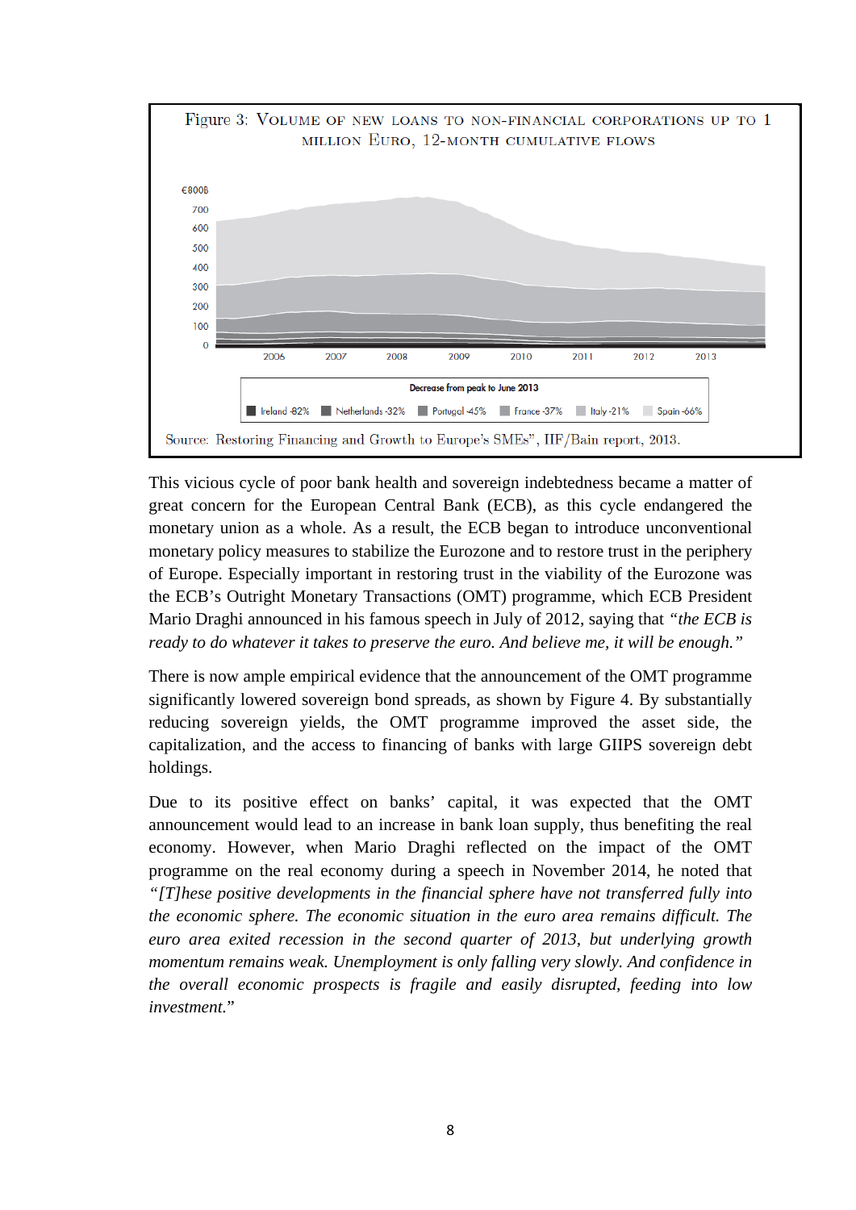Figure 3: Volume of new loans to non-financial corporations up to 1 million Euro, 12-month cumulative flows

Source: Restoring Financing and Growth to Europe's SMEs", IIF/Bain report, 2013.

This vicious cycle of poor bank health and sovereign indebtedness became a matter of great concern for the European Central Bank (ECB), as this cycle endangered the monetary union as a whole. As a result, the ECB began to introduce unconventional monetary policy measures to stabilize the Eurozone and to restore trust in the periphery of Europe. Especially important in restoring trust in the viability of the Eurozone was the ECB's Outright Monetary Transactions (OMT) programme, which ECB President Mario Draghi announced in his famous speech in July of 2012, saying that *"the ECB is ready to do whatever it takes to preserve the euro. And believe me, it will be enough."*

There is now ample empirical evidence that the announcement of the OMT programme significantly lowered sovereign bond spreads, as shown by Figure 4. By substantially reducing sovereign yields, the OMT programme improved the asset side, the capitalization, and the access to financing of banks with large GIIPS sovereign debt holdings.

Due to its positive effect on banks' capital, it was expected that the OMT announcement would lead to an increase in bank loan supply, thus benefiting the real economy. However, when Mario Draghi reflected on the impact of the OMT programme on the real economy during a speech in November 2014, he noted that *"[T]hese positive developments in the financial sphere have not transferred fully into the economic sphere. The economic situation in the euro area remains difficult. The euro area exited recession in the second quarter of 2013, but underlying growth momentum remains weak. Unemployment is only falling very slowly. And confidence in the overall economic prospects is fragile and easily disrupted, feeding into low investment."*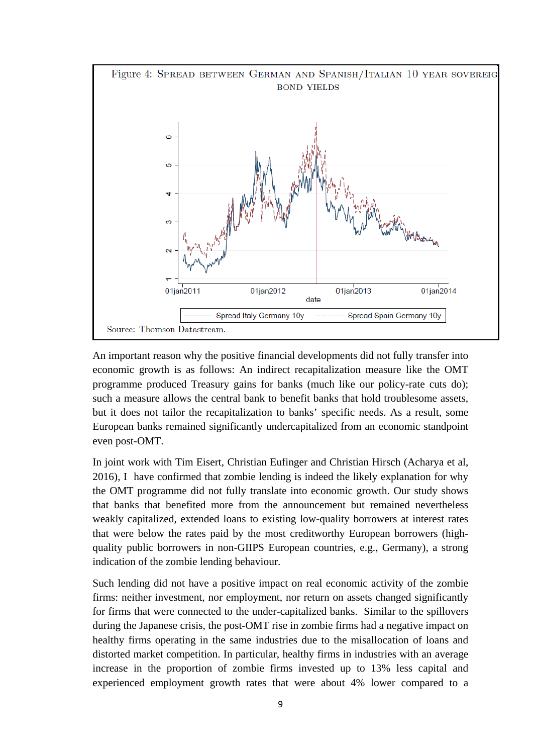Figure 4: Spread between German and Spanish/Italian 10 year sovereign bond yields

Source: Thomson Datastream.

An important reason why the positive financial developments did not fully transfer into economic growth is as follows: An indirect recapitalization measure like the OMT programme produced Treasury gains for banks (much like our policy-rate cuts do); such a measure allows the central bank to benefit banks that hold troublesome assets, but it does not tailor the recapitalization to banks' specific needs. As a result, some European banks remained significantly undercapitalized from an economic standpoint even post-OMT.

In joint work with Tim Eisert, Christian Eufinger and Christian Hirsch (Acharya et al, 2016), I have confirmed that zombie lending is indeed the likely explanation for why the OMT programme did not fully translate into economic growth. Our study shows that banks that benefited more from the announcement but remained nevertheless weakly capitalized, extended loans to existing low-quality borrowers at interest rates that were below the rates paid by the most creditworthy European borrowers (high-quality public borrowers in non-GIIPS European countries, e.g., Germany), a strong indication of the zombie lending behaviour.

Such lending did not have a positive impact on real economic activity of the zombie firms: neither investment, nor employment, nor return on assets changed significantly for firms that were connected to the under-capitalized banks. Similar to the spillovers during the Japanese crisis, the post-OMT rise in zombie firms had a negative impact on healthy firms operating in the same industries due to the misallocation of loans and distorted market competition. In particular, healthy firms in industries with an average increase in the proportion of zombie firms invested up to 13% less capital and experienced employment growth rates that were about 4% lower compared to a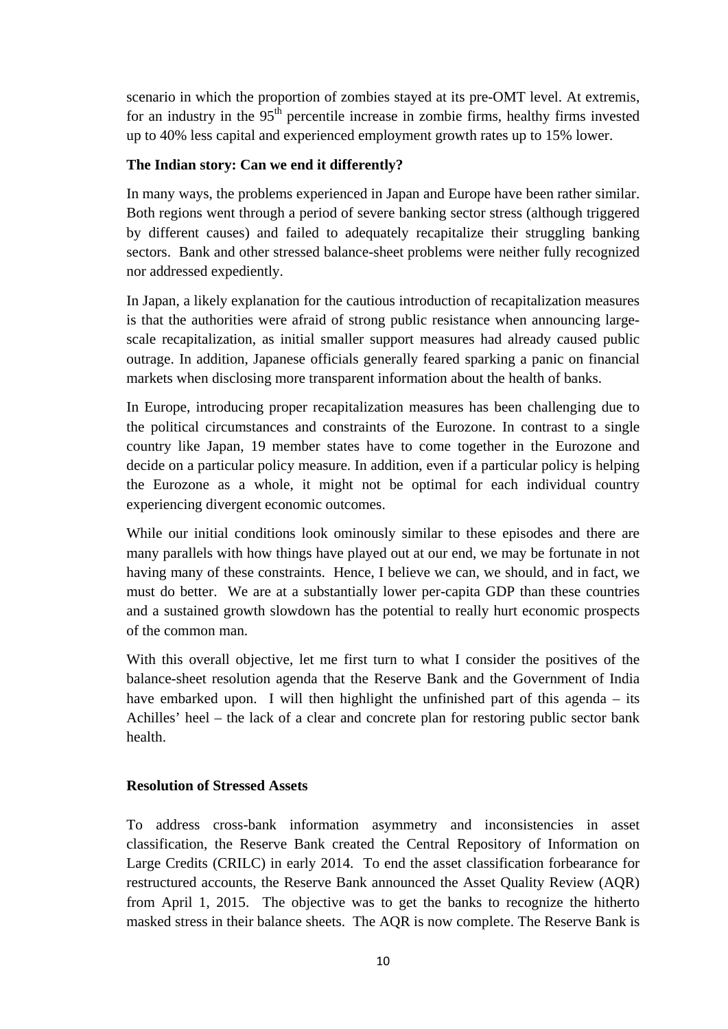scenario in which the proportion of zombies stayed at its pre-OMT level. At extremis, for an industry in the 95$^{th}$ percentile increase in zombie firms, healthy firms invested up to 40% less capital and experienced employment growth rates up to 15% lower.

**The Indian story: Can we end it differently?**

In many ways, the problems experienced in Japan and Europe have been rather similar. Both regions went through a period of severe banking sector stress (although triggered by different causes) and failed to adequately recapitalize their struggling banking sectors. Bank and other stressed balance-sheet problems were neither fully recognized nor addressed expediently.

In Japan, a likely explanation for the cautious introduction of recapitalization measures is that the authorities were afraid of strong public resistance when announcing large-scale recapitalization, as initial smaller support measures had already caused public outrage. In addition, Japanese officials generally feared sparking a panic on financial markets when disclosing more transparent information about the health of banks.

In Europe, introducing proper recapitalization measures has been challenging due to the political circumstances and constraints of the Eurozone. In contrast to a single country like Japan, 19 member states have to come together in the Eurozone and decide on a particular policy measure. In addition, even if a particular policy is helping the Eurozone as a whole, it might not be optimal for each individual country experiencing divergent economic outcomes.

While our initial conditions look ominously similar to these episodes and there are many parallels with how things have played out at our end, we may be fortunate in not having many of these constraints. Hence, I believe we can, we should, and in fact, we must do better. We are at a substantially lower per-capita GDP than these countries and a sustained growth slowdown has the potential to really hurt economic prospects of the common man.

With this overall objective, let me first turn to what I consider the positives of the balance-sheet resolution agenda that the Reserve Bank and the Government of India have embarked upon. I will then highlight the unfinished part of this agenda – its Achilles' heel – the lack of a clear and concrete plan for restoring public sector bank health.

**Resolution of Stressed Assets**

To address cross-bank information asymmetry and inconsistencies in asset classification, the Reserve Bank created the Central Repository of Information on Large Credits (CRILC) in early 2014. To end the asset classification forbearance for restructured accounts, the Reserve Bank announced the Asset Quality Review (AQR) from April 1, 2015. The objective was to get the banks to recognize the hitherto masked stress in their balance sheets. The AQR is now complete. The Reserve Bank is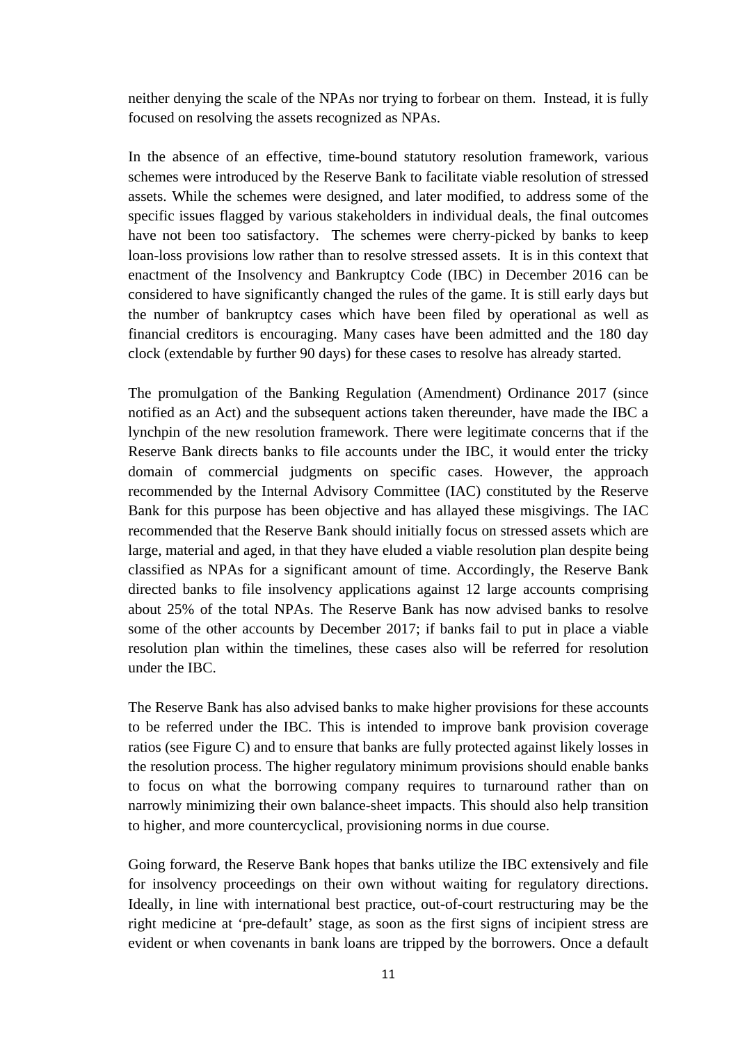neither denying the scale of the NPAs nor trying to forbear on them. Instead, it is fully focused on resolving the assets recognized as NPAs.

In the absence of an effective, time-bound statutory resolution framework, various schemes were introduced by the Reserve Bank to facilitate viable resolution of stressed assets. While the schemes were designed, and later modified, to address some of the specific issues flagged by various stakeholders in individual deals, the final outcomes have not been too satisfactory. The schemes were cherry-picked by banks to keep loan-loss provisions low rather than to resolve stressed assets. It is in this context that enactment of the Insolvency and Bankruptcy Code (IBC) in December 2016 can be considered to have significantly changed the rules of the game. It is still early days but the number of bankruptcy cases which have been filed by operational as well as financial creditors is encouraging. Many cases have been admitted and the 180 day clock (extendable by further 90 days) for these cases to resolve has already started.

The promulgation of the Banking Regulation (Amendment) Ordinance 2017 (since notified as an Act) and the subsequent actions taken thereunder, have made the IBC a lynchpin of the new resolution framework. There were legitimate concerns that if the Reserve Bank directs banks to file accounts under the IBC, it would enter the tricky domain of commercial judgments on specific cases. However, the approach recommended by the Internal Advisory Committee (IAC) constituted by the Reserve Bank for this purpose has been objective and has allayed these misgivings. The IAC recommended that the Reserve Bank should initially focus on stressed assets which are large, material and aged, in that they have eluded a viable resolution plan despite being classified as NPAs for a significant amount of time. Accordingly, the Reserve Bank directed banks to file insolvency applications against 12 large accounts comprising about 25% of the total NPAs. The Reserve Bank has now advised banks to resolve some of the other accounts by December 2017; if banks fail to put in place a viable resolution plan within the timelines, these cases also will be referred for resolution under the IBC.

The Reserve Bank has also advised banks to make higher provisions for these accounts to be referred under the IBC. This is intended to improve bank provision coverage ratios (see Figure C) and to ensure that banks are fully protected against likely losses in the resolution process. The higher regulatory minimum provisions should enable banks to focus on what the borrowing company requires to turnaround rather than on narrowly minimizing their own balance-sheet impacts. This should also help transition to higher, and more countercyclical, provisioning norms in due course.

Going forward, the Reserve Bank hopes that banks utilize the IBC extensively and file for insolvency proceedings on their own without waiting for regulatory directions. Ideally, in line with international best practice, out-of-court restructuring may be the right medicine at 'pre-default' stage, as soon as the first signs of incipient stress are evident or when covenants in bank loans are tripped by the borrowers. Once a default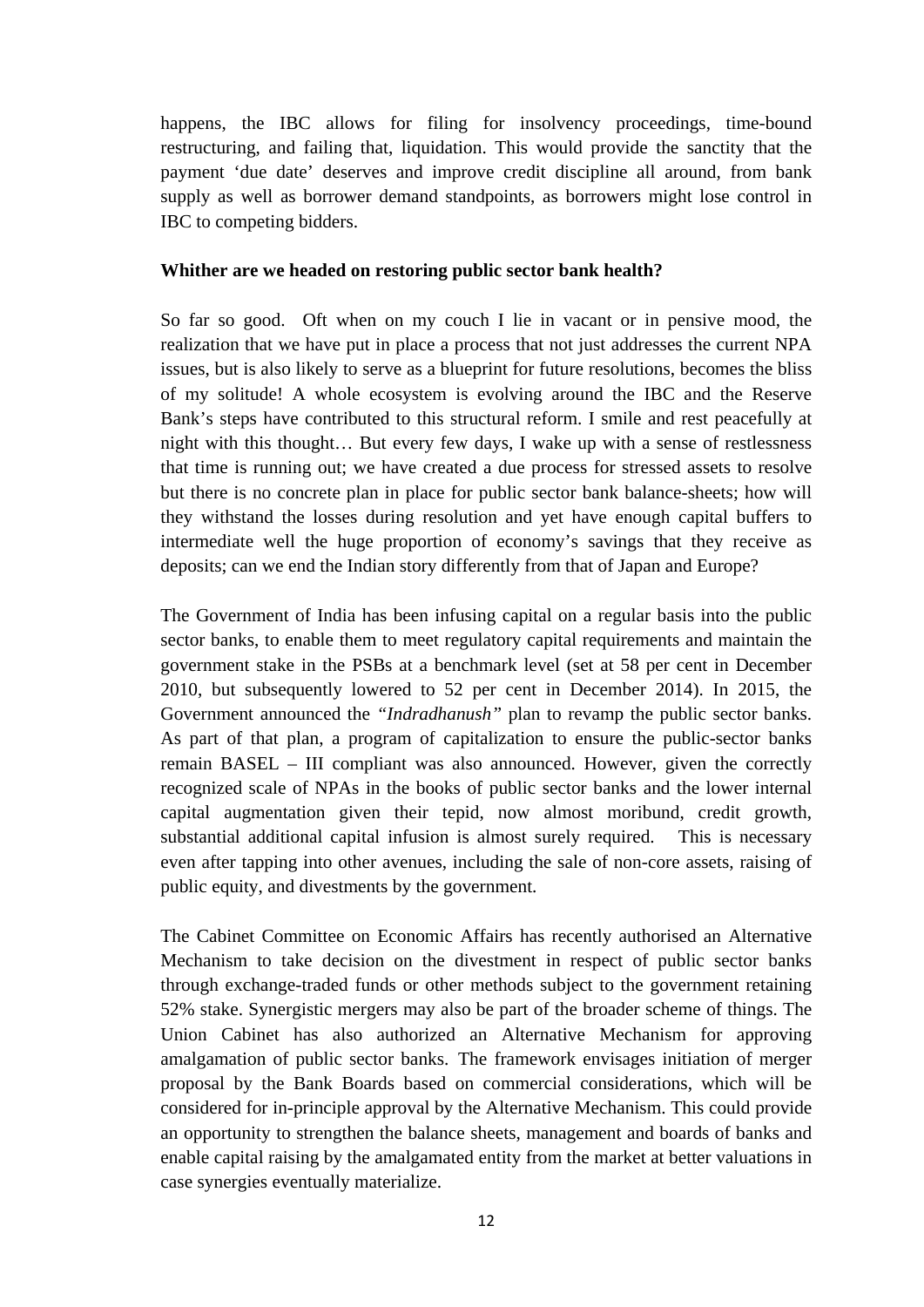happens, the IBC allows for filing for insolvency proceedings, time-bound restructuring, and failing that, liquidation. This would provide the sanctity that the payment 'due date' deserves and improve credit discipline all around, from bank supply as well as borrower demand standpoints, as borrowers might lose control in IBC to competing bidders.

**Whither are we headed on restoring public sector bank health?**

So far so good. Oft when on my couch I lie in vacant or in pensive mood, the realization that we have put in place a process that not just addresses the current NPA issues, but is also likely to serve as a blueprint for future resolutions, becomes the bliss of my solitude! A whole ecosystem is evolving around the IBC and the Reserve Bank's steps have contributed to this structural reform. I smile and rest peacefully at night with this thought… But every few days, I wake up with a sense of restlessness that time is running out; we have created a due process for stressed assets to resolve but there is no concrete plan in place for public sector bank balance-sheets; how will they withstand the losses during resolution and yet have enough capital buffers to intermediate well the huge proportion of economy's savings that they receive as deposits; can we end the Indian story differently from that of Japan and Europe?

The Government of India has been infusing capital on a regular basis into the public sector banks, to enable them to meet regulatory capital requirements and maintain the government stake in the PSBs at a benchmark level (set at 58 per cent in December 2010, but subsequently lowered to 52 per cent in December 2014). In 2015, the Government announced the *"Indradhanush"* plan to revamp the public sector banks. As part of that plan, a program of capitalization to ensure the public-sector banks remain BASEL – III compliant was also announced. However, given the correctly recognized scale of NPAs in the books of public sector banks and the lower internal capital augmentation given their tepid, now almost moribund, credit growth, substantial additional capital infusion is almost surely required. This is necessary even after tapping into other avenues, including the sale of non-core assets, raising of public equity, and divestments by the government.

The Cabinet Committee on Economic Affairs has recently authorised an Alternative Mechanism to take decision on the divestment in respect of public sector banks through exchange-traded funds or other methods subject to the government retaining 52% stake. Synergistic mergers may also be part of the broader scheme of things. The Union Cabinet has also authorized an Alternative Mechanism for approving amalgamation of public sector banks. The framework envisages initiation of merger proposal by the Bank Boards based on commercial considerations, which will be considered for in-principle approval by the Alternative Mechanism. This could provide an opportunity to strengthen the balance sheets, management and boards of banks and enable capital raising by the amalgamated entity from the market at better valuations in case synergies eventually materialize.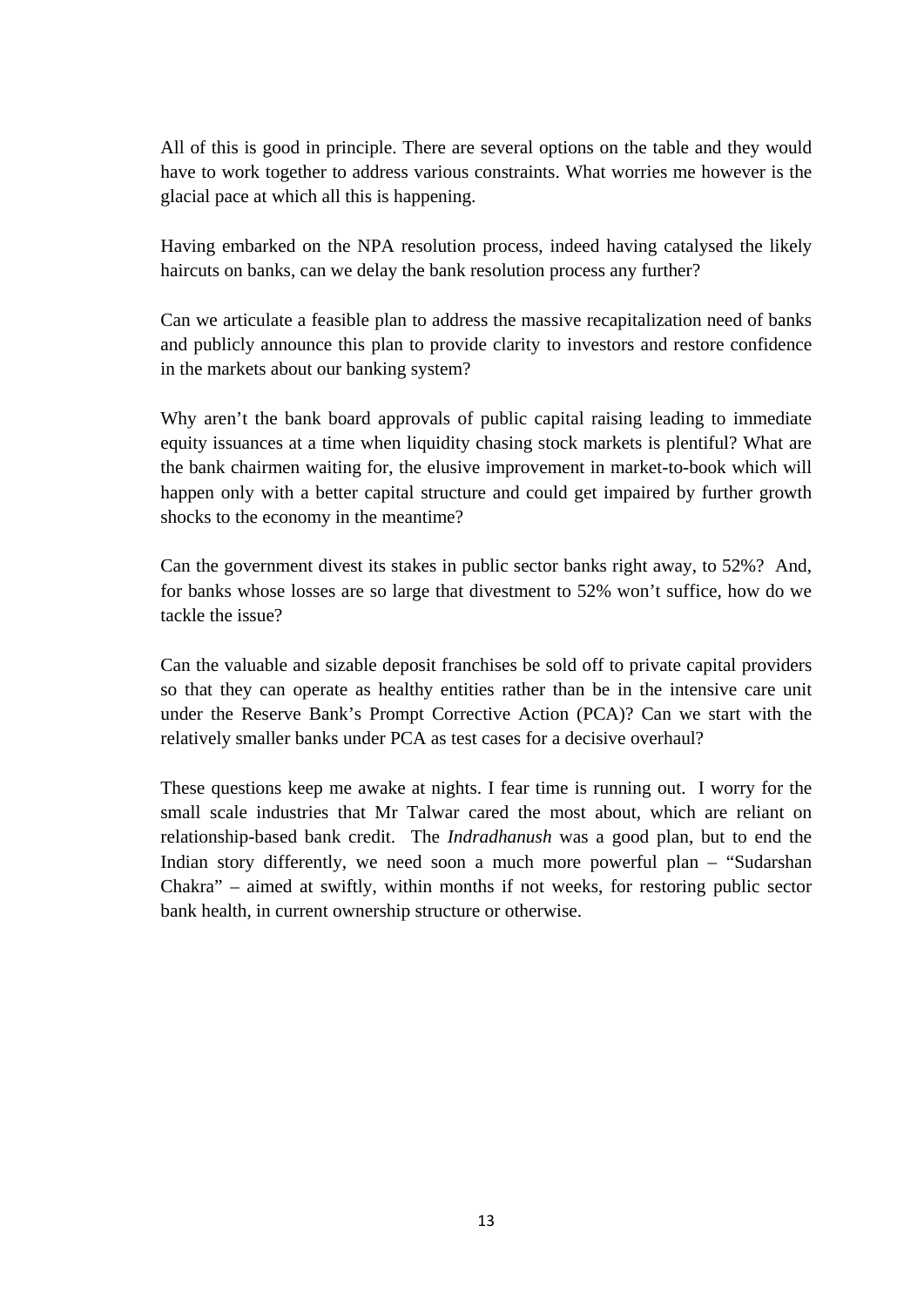All of this is good in principle. There are several options on the table and they would have to work together to address various constraints. What worries me however is the glacial pace at which all this is happening.

Having embarked on the NPA resolution process, indeed having catalysed the likely haircuts on banks, can we delay the bank resolution process any further?

Can we articulate a feasible plan to address the massive recapitalization need of banks and publicly announce this plan to provide clarity to investors and restore confidence in the markets about our banking system?

Why aren't the bank board approvals of public capital raising leading to immediate equity issuances at a time when liquidity chasing stock markets is plentiful? What are the bank chairmen waiting for, the elusive improvement in market-to-book which will happen only with a better capital structure and could get impaired by further growth shocks to the economy in the meantime?

Can the government divest its stakes in public sector banks right away, to 52%? And, for banks whose losses are so large that divestment to 52% won't suffice, how do we tackle the issue?

Can the valuable and sizable deposit franchises be sold off to private capital providers so that they can operate as healthy entities rather than be in the intensive care unit under the Reserve Bank's Prompt Corrective Action (PCA)? Can we start with the relatively smaller banks under PCA as test cases for a decisive overhaul?

These questions keep me awake at nights. I fear time is running out. I worry for the small scale industries that Mr Talwar cared the most about, which are reliant on relationship-based bank credit. The *Indradhanush* was a good plan, but to end the Indian story differently, we need soon a much more powerful plan – "Sudarshan Chakra" – aimed at swiftly, within months if not weeks, for restoring public sector bank health, in current ownership structure or otherwise.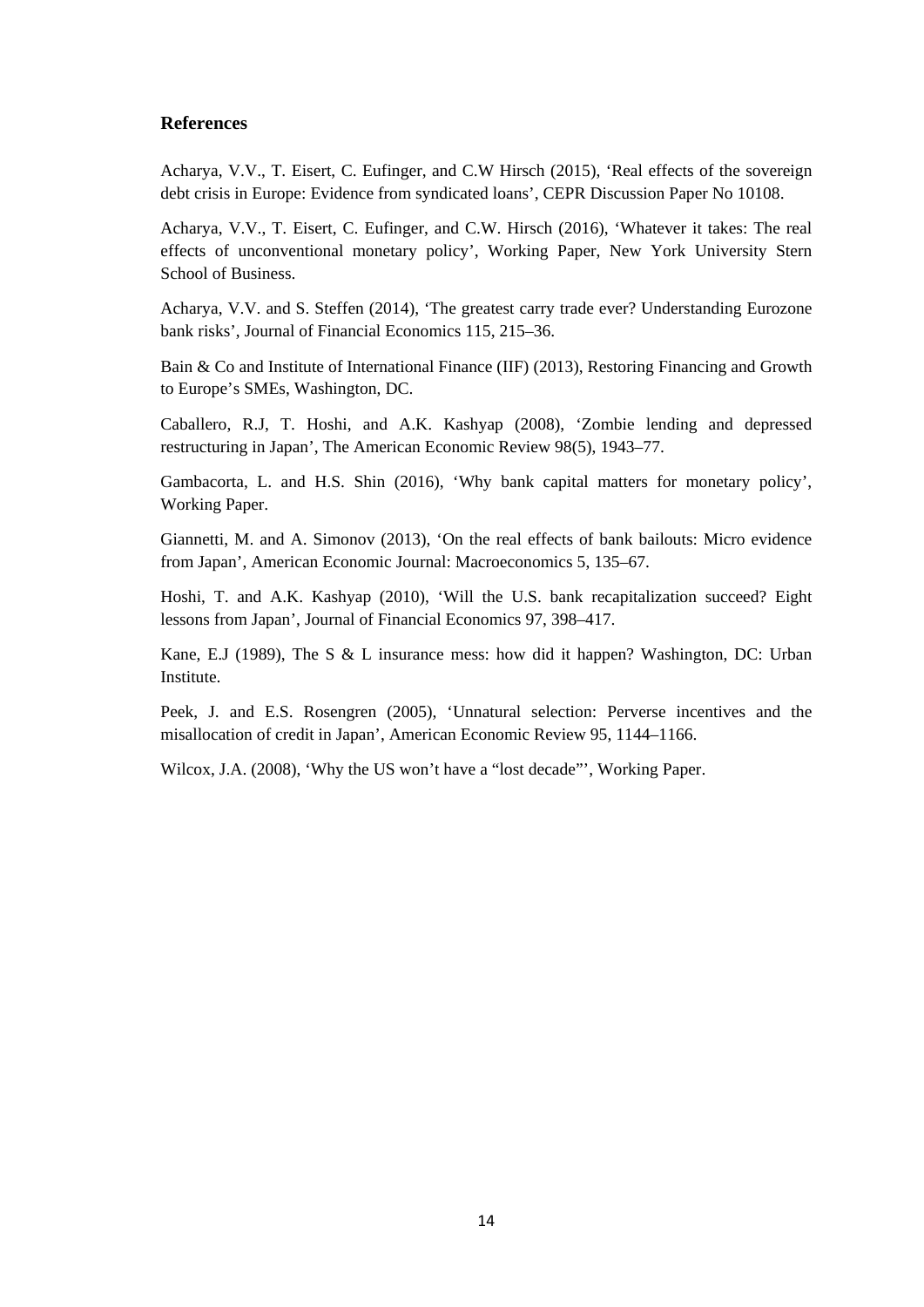### References

Acharya, V.V., T. Eisert, C. Eufinger, and C.W Hirsch (2015), 'Real effects of the sovereign debt crisis in Europe: Evidence from syndicated loans', CEPR Discussion Paper No 10108.

Acharya, V.V., T. Eisert, C. Eufinger, and C.W. Hirsch (2016), 'Whatever it takes: The real effects of unconventional monetary policy', Working Paper, New York University Stern School of Business.

Acharya, V.V. and S. Steffen (2014), 'The greatest carry trade ever? Understanding Eurozone bank risks', Journal of Financial Economics 115, 215–36.

Bain & Co and Institute of International Finance (IIF) (2013), Restoring Financing and Growth to Europe's SMEs, Washington, DC.

Caballero, R.J, T. Hoshi, and A.K. Kashyap (2008), 'Zombie lending and depressed restructuring in Japan', The American Economic Review 98(5), 1943–77.

Gambacorta, L. and H.S. Shin (2016), 'Why bank capital matters for monetary policy', Working Paper.

Giannetti, M. and A. Simonov (2013), 'On the real effects of bank bailouts: Micro evidence from Japan', American Economic Journal: Macroeconomics 5, 135–67.

Hoshi, T. and A.K. Kashyap (2010), 'Will the U.S. bank recapitalization succeed? Eight lessons from Japan', Journal of Financial Economics 97, 398–417.

Kane, E.J (1989), The S & L insurance mess: how did it happen? Washington, DC: Urban Institute.

Peek, J. and E.S. Rosengren (2005), 'Unnatural selection: Perverse incentives and the misallocation of credit in Japan', American Economic Review 95, 1144–1166.

Wilcox, J.A. (2008), 'Why the US won't have a "lost decade"', Working Paper.